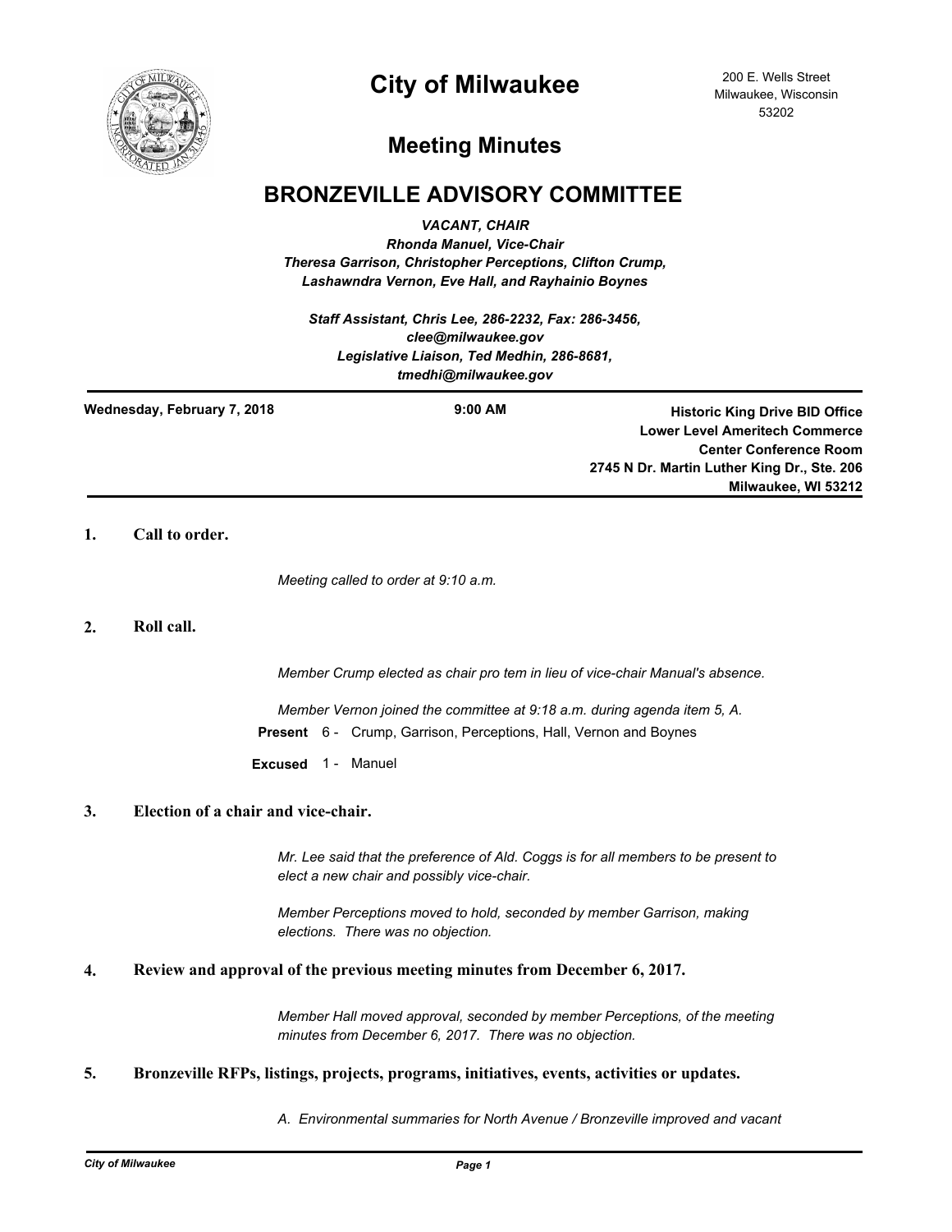# City of Milwaukee

200 E. Wells Street
Milwaukee, Wisconsin
53202

## Meeting Minutes

## BRONZEVILLE ADVISORY COMMITTEE

*VACANT, CHAIR*
*Rhonda Manuel, Vice-Chair*
*Theresa Garrison, Christopher Perceptions, Clifton Crump, Lashawndra Vernon, Eve Hall, and Rayhainio Boynes*

*Staff Assistant, Chris Lee, 286-2232, Fax: 286-3456, clee@milwaukee.gov*
*Legislative Liaison, Ted Medhin, 286-8681, tmedhi@milwaukee.gov*

---

**Wednesday, February 7, 2018** **9:00 AM**

**Historic King Drive BID Office**
**Lower Level Ameritech Commerce Center Conference Room**
**2745 N Dr. Martin Luther King Dr., Ste. 206**
**Milwaukee, WI 53212**

---

**1. Call to order.**

*Meeting called to order at 9:10 a.m.*

**2. Roll call.**

*Member Crump elected as chair pro tem in lieu of vice-chair Manual's absence.*

*Member Vernon joined the committee at 9:18 a.m. during agenda item 5, A.*

**Present** 6 - Crump, Garrison, Perceptions, Hall, Vernon and Boynes

**Excused** 1 - Manuel

**3. Election of a chair and vice-chair.**

*Mr. Lee said that the preference of Ald. Coggs is for all members to be present to elect a new chair and possibly vice-chair.*

*Member Perceptions moved to hold, seconded by member Garrison, making elections. There was no objection.*

**4. Review and approval of the previous meeting minutes from December 6, 2017.**

*Member Hall moved approval, seconded by member Perceptions, of the meeting minutes from December 6, 2017. There was no objection.*

**5. Bronzeville RFPs, listings, projects, programs, initiatives, events, activities or updates.**

*A. Environmental summaries for North Avenue / Bronzeville improved and vacant*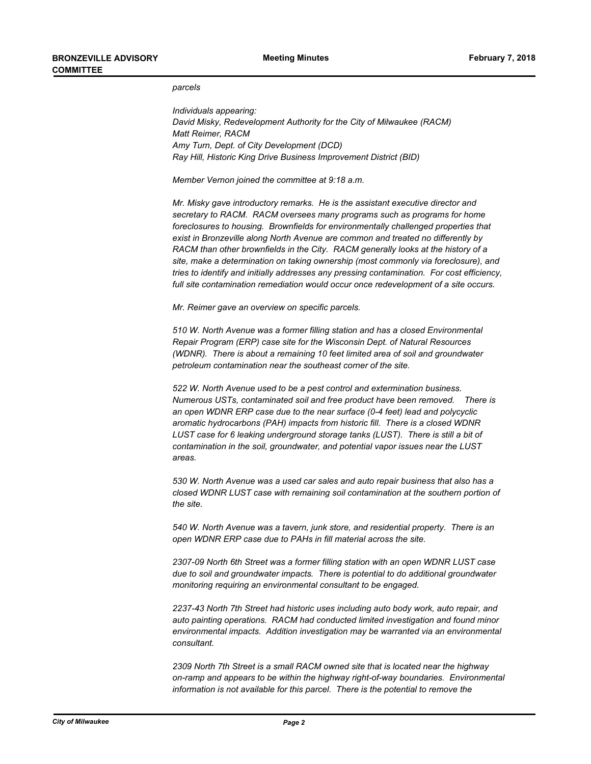*parcels*

*Individuals appearing:*
*David Misky, Redevelopment Authority for the City of Milwaukee (RACM)*
*Matt Reimer, RACM*
*Amy Turn, Dept. of City Development (DCD)*
*Ray Hill, Historic King Drive Business Improvement District (BID)*

*Member Vernon joined the committee at 9:18 a.m.*

*Mr. Misky gave introductory remarks. He is the assistant executive director and secretary to RACM. RACM oversees many programs such as programs for home foreclosures to housing. Brownfields for environmentally challenged properties that exist in Bronzeville along North Avenue are common and treated no differently by RACM than other brownfields in the City. RACM generally looks at the history of a site, make a determination on taking ownership (most commonly via foreclosure), and tries to identify and initially addresses any pressing contamination. For cost efficiency, full site contamination remediation would occur once redevelopment of a site occurs.*

*Mr. Reimer gave an overview on specific parcels.*

*510 W. North Avenue was a former filling station and has a closed Environmental Repair Program (ERP) case site for the Wisconsin Dept. of Natural Resources (WDNR). There is about a remaining 10 feet limited area of soil and groundwater petroleum contamination near the southeast corner of the site.*

*522 W. North Avenue used to be a pest control and extermination business. Numerous USTs, contaminated soil and free product have been removed. There is an open WDNR ERP case due to the near surface (0-4 feet) lead and polycyclic aromatic hydrocarbons (PAH) impacts from historic fill. There is a closed WDNR LUST case for 6 leaking underground storage tanks (LUST). There is still a bit of contamination in the soil, groundwater, and potential vapor issues near the LUST areas.*

*530 W. North Avenue was a used car sales and auto repair business that also has a closed WDNR LUST case with remaining soil contamination at the southern portion of the site.*

*540 W. North Avenue was a tavern, junk store, and residential property. There is an open WDNR ERP case due to PAHs in fill material across the site.*

*2307-09 North 6th Street was a former filling station with an open WDNR LUST case due to soil and groundwater impacts. There is potential to do additional groundwater monitoring requiring an environmental consultant to be engaged.*

*2237-43 North 7th Street had historic uses including auto body work, auto repair, and auto painting operations. RACM had conducted limited investigation and found minor environmental impacts. Addition investigation may be warranted via an environmental consultant.*

*2309 North 7th Street is a small RACM owned site that is located near the highway on-ramp and appears to be within the highway right-of-way boundaries. Environmental information is not available for this parcel. There is the potential to remove the*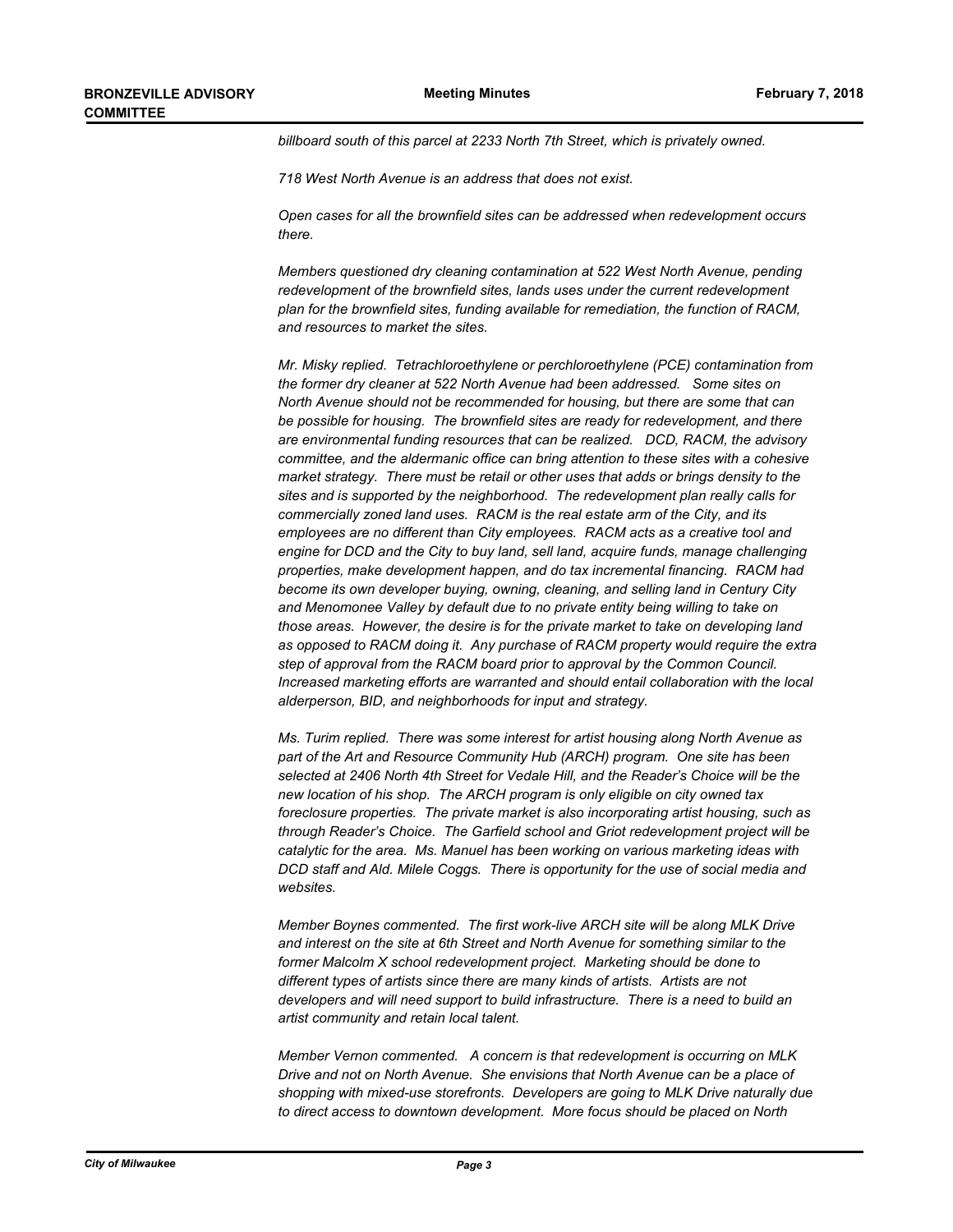*billboard south of this parcel at 2233 North 7th Street, which is privately owned.*

*718 West North Avenue is an address that does not exist.*

*Open cases for all the brownfield sites can be addressed when redevelopment occurs there.*

*Members questioned dry cleaning contamination at 522 West North Avenue, pending redevelopment of the brownfield sites, lands uses under the current redevelopment plan for the brownfield sites, funding available for remediation, the function of RACM, and resources to market the sites.*

*Mr. Misky replied. Tetrachloroethylene or perchloroethylene (PCE) contamination from the former dry cleaner at 522 North Avenue had been addressed. Some sites on North Avenue should not be recommended for housing, but there are some that can be possible for housing. The brownfield sites are ready for redevelopment, and there are environmental funding resources that can be realized. DCD, RACM, the advisory committee, and the aldermanic office can bring attention to these sites with a cohesive market strategy. There must be retail or other uses that adds or brings density to the sites and is supported by the neighborhood. The redevelopment plan really calls for commercially zoned land uses. RACM is the real estate arm of the City, and its employees are no different than City employees. RACM acts as a creative tool and engine for DCD and the City to buy land, sell land, acquire funds, manage challenging properties, make development happen, and do tax incremental financing. RACM had become its own developer buying, owning, cleaning, and selling land in Century City and Menomonee Valley by default due to no private entity being willing to take on those areas. However, the desire is for the private market to take on developing land as opposed to RACM doing it. Any purchase of RACM property would require the extra step of approval from the RACM board prior to approval by the Common Council. Increased marketing efforts are warranted and should entail collaboration with the local alderperson, BID, and neighborhoods for input and strategy.*

*Ms. Turim replied. There was some interest for artist housing along North Avenue as part of the Art and Resource Community Hub (ARCH) program. One site has been selected at 2406 North 4th Street for Vedale Hill, and the Reader's Choice will be the new location of his shop. The ARCH program is only eligible on city owned tax foreclosure properties. The private market is also incorporating artist housing, such as through Reader's Choice. The Garfield school and Griot redevelopment project will be catalytic for the area. Ms. Manuel has been working on various marketing ideas with DCD staff and Ald. Milele Coggs. There is opportunity for the use of social media and websites.*

*Member Boynes commented. The first work-live ARCH site will be along MLK Drive and interest on the site at 6th Street and North Avenue for something similar to the former Malcolm X school redevelopment project. Marketing should be done to different types of artists since there are many kinds of artists. Artists are not developers and will need support to build infrastructure. There is a need to build an artist community and retain local talent.*

*Member Vernon commented. A concern is that redevelopment is occurring on MLK Drive and not on North Avenue. She envisions that North Avenue can be a place of shopping with mixed-use storefronts. Developers are going to MLK Drive naturally due to direct access to downtown development. More focus should be placed on North*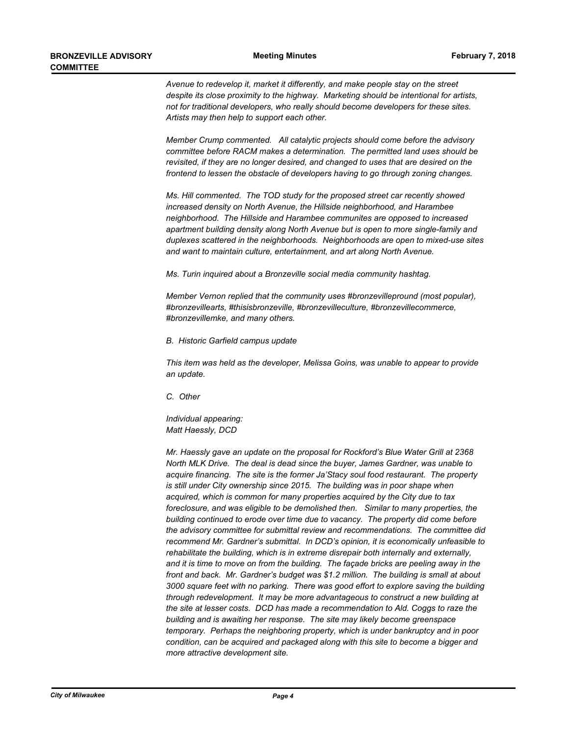*Avenue to redevelop it, market it differently, and make people stay on the street despite its close proximity to the highway. Marketing should be intentional for artists, not for traditional developers, who really should become developers for these sites. Artists may then help to support each other.*

*Member Crump commented. All catalytic projects should come before the advisory committee before RACM makes a determination. The permitted land uses should be revisited, if they are no longer desired, and changed to uses that are desired on the frontend to lessen the obstacle of developers having to go through zoning changes.*

*Ms. Hill commented. The TOD study for the proposed street car recently showed increased density on North Avenue, the Hillside neighborhood, and Harambee neighborhood. The Hillside and Harambee communites are opposed to increased apartment building density along North Avenue but is open to more single-family and duplexes scattered in the neighborhoods. Neighborhoods are open to mixed-use sites and want to maintain culture, entertainment, and art along North Avenue.*

*Ms. Turin inquired about a Bronzeville social media community hashtag.*

*Member Vernon replied that the community uses #bronzevilleproud (most popular), #bronzevillearts, #thisisbronzeville, #bronzevilleculture, #bronzevillecommerce, #bronzevillemke, and many others.*

*B. Historic Garfield campus update*

*This item was held as the developer, Melissa Goins, was unable to appear to provide an update.*

*C. Other*

*Individual appearing:*
*Matt Haessly, DCD*

*Mr. Haessly gave an update on the proposal for Rockford's Blue Water Grill at 2368 North MLK Drive. The deal is dead since the buyer, James Gardner, was unable to acquire financing. The site is the former Ja'Stacy soul food restaurant. The property is still under City ownership since 2015. The building was in poor shape when acquired, which is common for many properties acquired by the City due to tax foreclosure, and was eligible to be demolished then. Similar to many properties, the building continued to erode over time due to vacancy. The property did come before the advisory committee for submittal review and recommendations. The committee did recommend Mr. Gardner's submittal. In DCD's opinion, it is economically unfeasible to rehabilitate the building, which is in extreme disrepair both internally and externally, and it is time to move on from the building. The façade bricks are peeling away in the front and back. Mr. Gardner's budget was $1.2 million. The building is small at about 3000 square feet with no parking. There was good effort to explore saving the building through redevelopment. It may be more advantageous to construct a new building at the site at lesser costs. DCD has made a recommendation to Ald. Coggs to raze the building and is awaiting her response. The site may likely become greenspace temporary. Perhaps the neighboring property, which is under bankruptcy and in poor condition, can be acquired and packaged along with this site to become a bigger and more attractive development site.*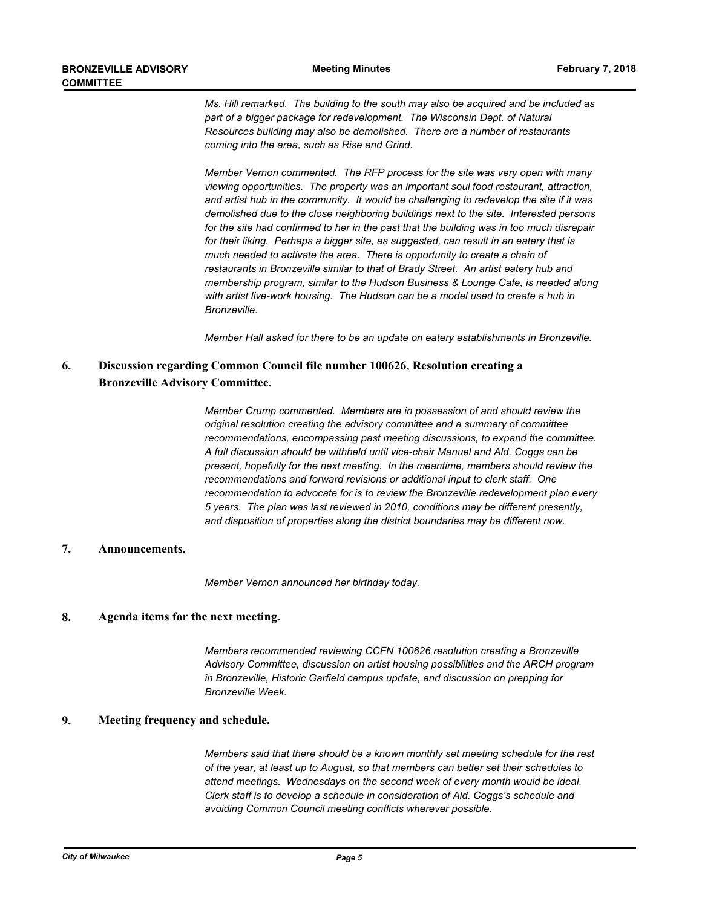*Ms. Hill remarked. The building to the south may also be acquired and be included as part of a bigger package for redevelopment. The Wisconsin Dept. of Natural Resources building may also be demolished. There are a number of restaurants coming into the area, such as Rise and Grind.*

*Member Vernon commented. The RFP process for the site was very open with many viewing opportunities. The property was an important soul food restaurant, attraction, and artist hub in the community. It would be challenging to redevelop the site if it was demolished due to the close neighboring buildings next to the site. Interested persons for the site had confirmed to her in the past that the building was in too much disrepair for their liking. Perhaps a bigger site, as suggested, can result in an eatery that is much needed to activate the area. There is opportunity to create a chain of restaurants in Bronzeville similar to that of Brady Street. An artist eatery hub and membership program, similar to the Hudson Business & Lounge Cafe, is needed along with artist live-work housing. The Hudson can be a model used to create a hub in Bronzeville.*

*Member Hall asked for there to be an update on eatery establishments in Bronzeville.*

## 6. Discussion regarding Common Council file number 100626, Resolution creating a Bronzeville Advisory Committee.

*Member Crump commented. Members are in possession of and should review the original resolution creating the advisory committee and a summary of committee recommendations, encompassing past meeting discussions, to expand the committee. A full discussion should be withheld until vice-chair Manuel and Ald. Coggs can be present, hopefully for the next meeting. In the meantime, members should review the recommendations and forward revisions or additional input to clerk staff. One recommendation to advocate for is to review the Bronzeville redevelopment plan every 5 years. The plan was last reviewed in 2010, conditions may be different presently, and disposition of properties along the district boundaries may be different now.*

## 7. Announcements.

*Member Vernon announced her birthday today.*

## 8. Agenda items for the next meeting.

*Members recommended reviewing CCFN 100626 resolution creating a Bronzeville Advisory Committee, discussion on artist housing possibilities and the ARCH program in Bronzeville, Historic Garfield campus update, and discussion on prepping for Bronzeville Week.*

## 9. Meeting frequency and schedule.

*Members said that there should be a known monthly set meeting schedule for the rest of the year, at least up to August, so that members can better set their schedules to attend meetings. Wednesdays on the second week of every month would be ideal. Clerk staff is to develop a schedule in consideration of Ald. Coggs's schedule and avoiding Common Council meeting conflicts wherever possible.*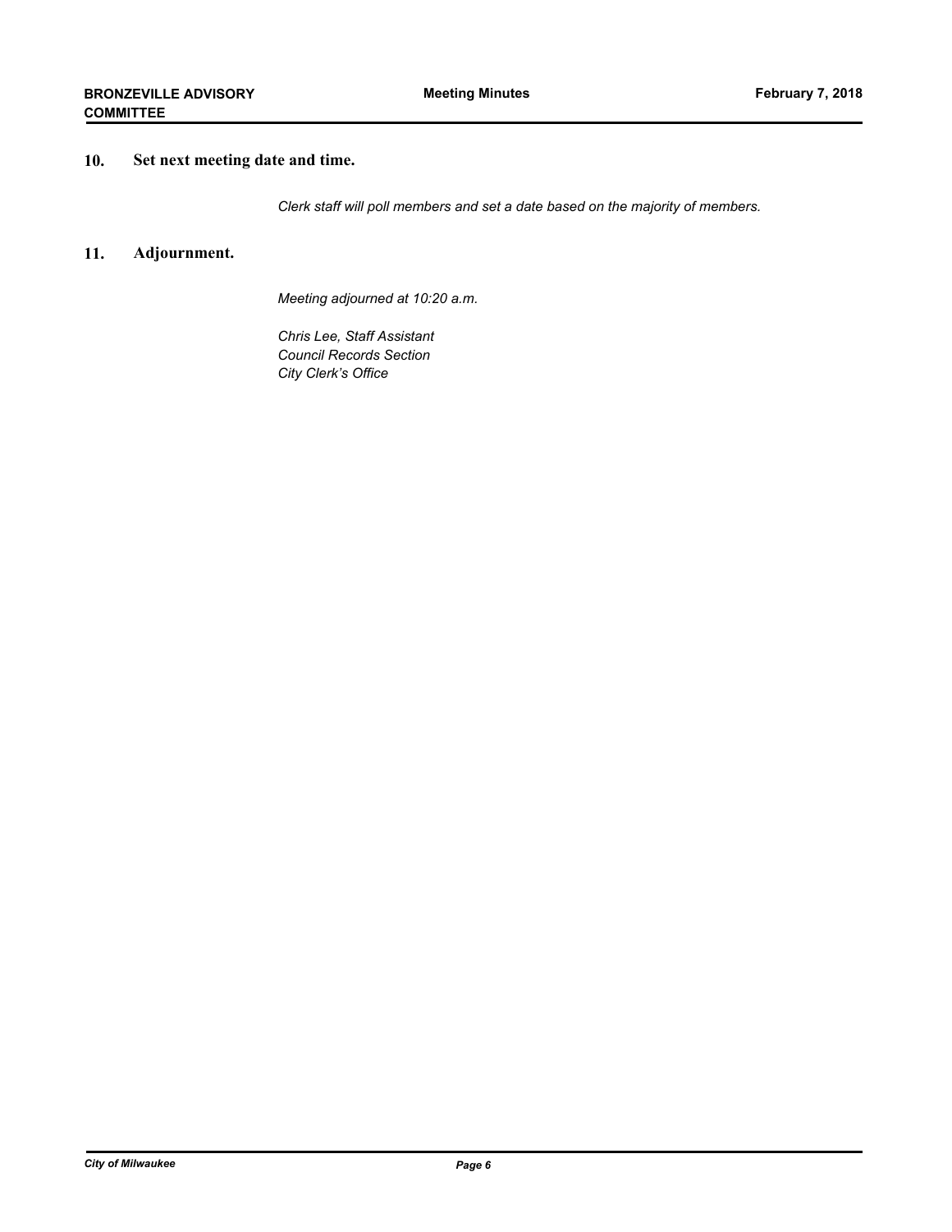### 10. Set next meeting date and time.

*Clerk staff will poll members and set a date based on the majority of members.*

### 11. Adjournment.

*Meeting adjourned at 10:20 a.m.*

*Chris Lee, Staff Assistant*
*Council Records Section*
*City Clerk's Office*